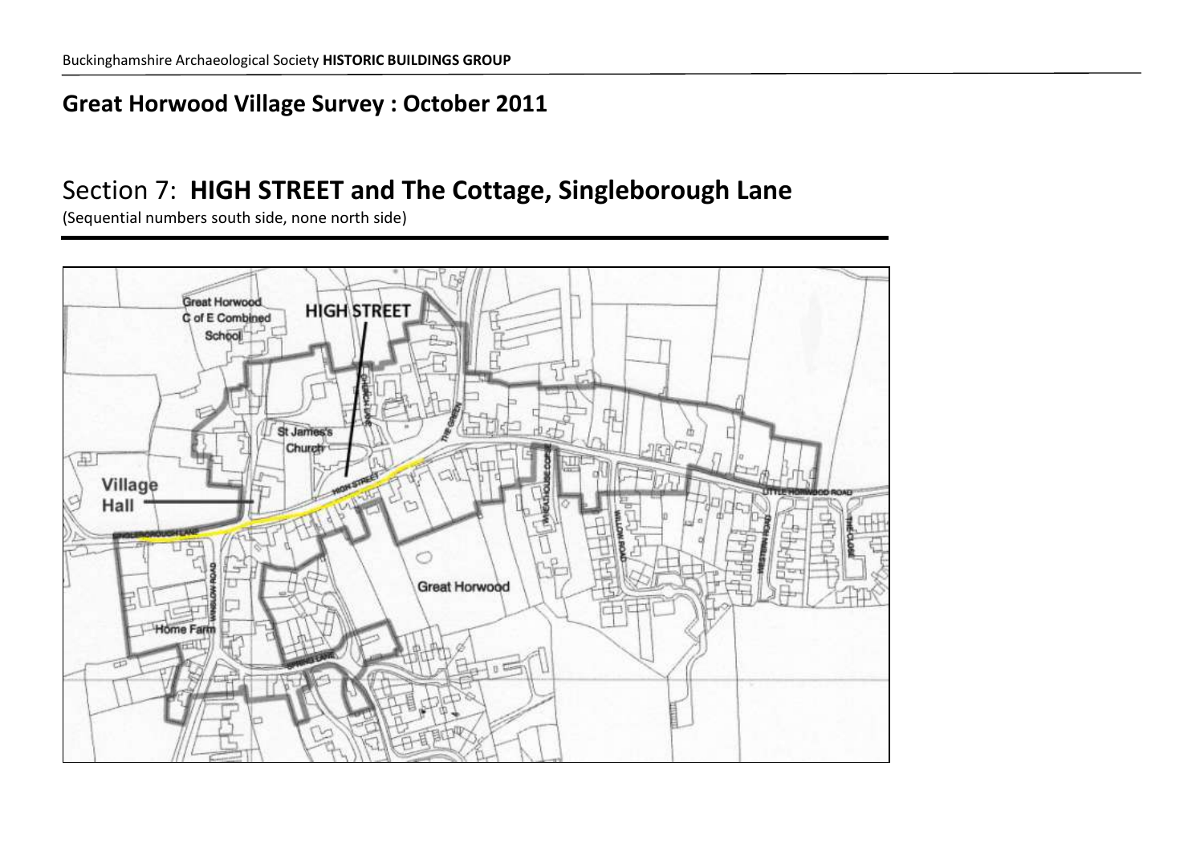## Great Horwood Village Survey : October 2011

# Section 7: **HIGH STREET and The Cottage, Singleborough Lane**

(Sequential numbers south side, none north side)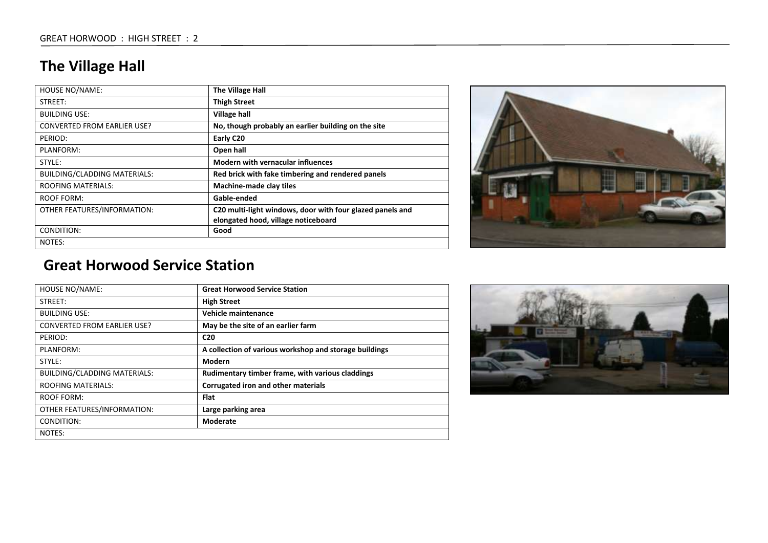## The Village Hall

| HOUSE NO/NAME: | **The Village Hall** |
|---|---|
| STREET: | **Thigh Street** |
| BUILDING USE: | **Village hall** |
| CONVERTED FROM EARLIER USE? | **No, though probably an earlier building on the site** |
| PERIOD: | **Early C20** |
| PLANFORM: | **Open hall** |
| STYLE: | **Modern with vernacular influences** |
| BUILDING/CLADDING MATERIALS: | **Red brick with fake timbering and rendered panels** |
| ROOFING MATERIALS: | **Machine-made clay tiles** |
| ROOF FORM: | **Gable-ended** |
| OTHER FEATURES/INFORMATION: | **C20 multi-light windows, door with four glazed panels and elongated hood, village noticeboard** |
| CONDITION: | **Good** |
| NOTES: | |

## Great Horwood Service Station

| HOUSE NO/NAME: | **Great Horwood Service Station** |
|---|---|
| STREET: | **High Street** |
| BUILDING USE: | **Vehicle maintenance** |
| CONVERTED FROM EARLIER USE? | **May be the site of an earlier farm** |
| PERIOD: | **C20** |
| PLANFORM: | **A collection of various workshop and storage buildings** |
| STYLE: | **Modern** |
| BUILDING/CLADDING MATERIALS: | **Rudimentary timber frame, with various claddings** |
| ROOFING MATERIALS: | **Corrugated iron and other materials** |
| ROOF FORM: | **Flat** |
| OTHER FEATURES/INFORMATION: | **Large parking area** |
| CONDITION: | **Moderate** |
| NOTES: | |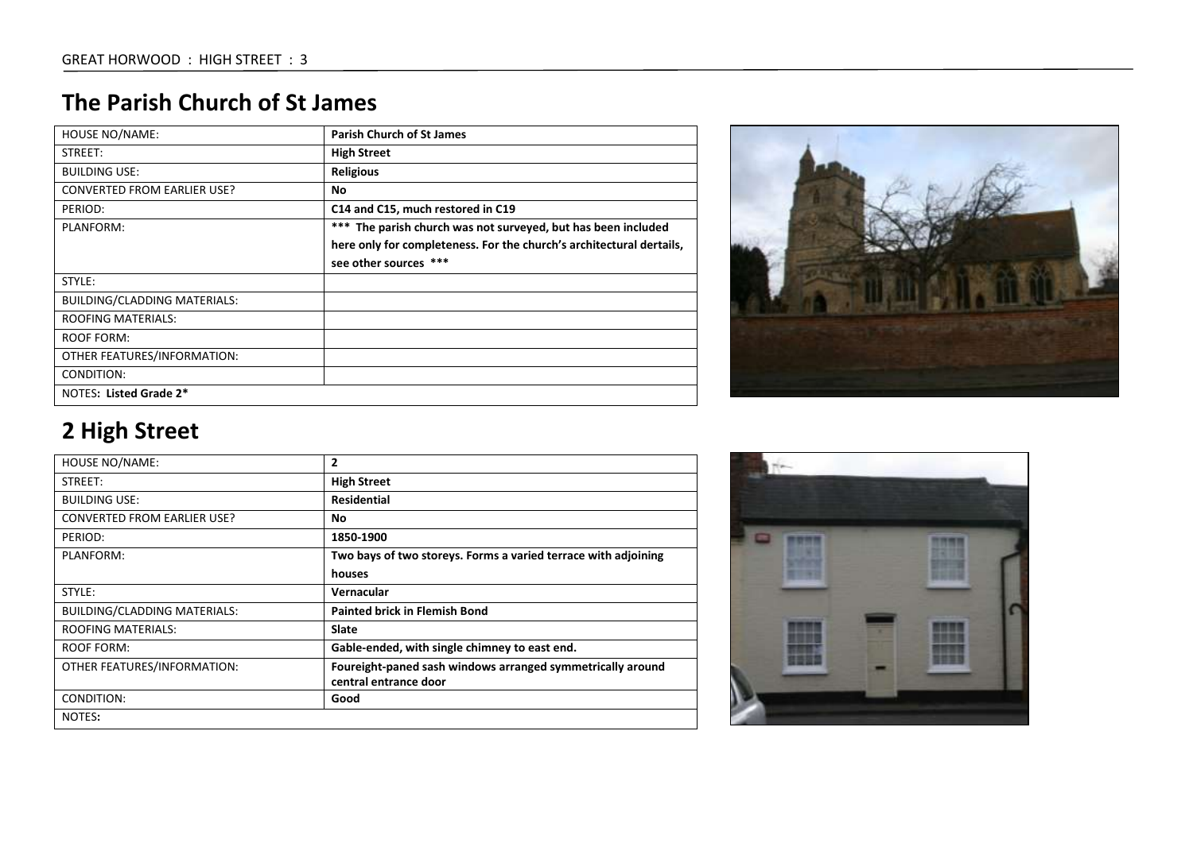## The Parish Church of St James

| HOUSE NO/NAME: | Parish Church of St James |
|---|---|
| STREET: | High Street |
| BUILDING USE: | Religious |
| CONVERTED FROM EARLIER USE? | No |
| PERIOD: | C14 and C15, much restored in C19 |
| PLANFORM: | *** The parish church was not surveyed, but has been included here only for completeness. For the church's architectural dertails, see other sources *** |
| STYLE: | |
| BUILDING/CLADDING MATERIALS: | |
| ROOFING MATERIALS: | |
| ROOF FORM: | |
| OTHER FEATURES/INFORMATION: | |
| CONDITION: | |
| NOTES: **Listed Grade 2*** | |

## 2 High Street

| HOUSE NO/NAME: | 2 |
|---|---|
| STREET: | High Street |
| BUILDING USE: | Residential |
| CONVERTED FROM EARLIER USE? | No |
| PERIOD: | 1850-1900 |
| PLANFORM: | Two bays of two storeys. Forms a varied terrace with adjoining houses |
| STYLE: | Vernacular |
| BUILDING/CLADDING MATERIALS: | Painted brick in Flemish Bond |
| ROOFING MATERIALS: | Slate |
| ROOF FORM: | Gable-ended, with single chimney to east end. |
| OTHER FEATURES/INFORMATION: | Foureight-paned sash windows arranged symmetrically around central entrance door |
| CONDITION: | Good |
| NOTES: | |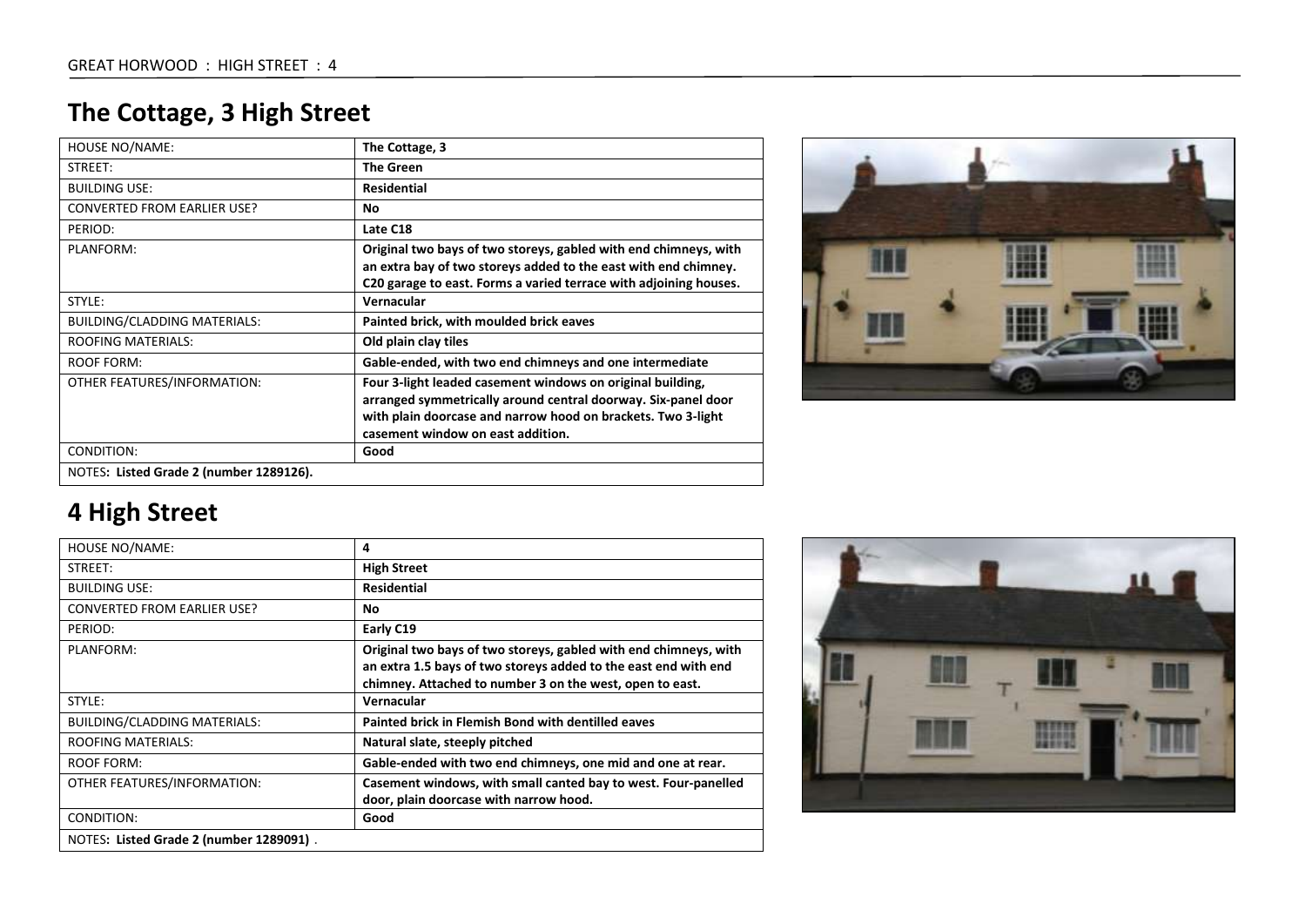## The Cottage, 3 High Street

| HOUSE NO/NAME: | The Cottage, 3 |
|---|---|
| STREET: | **The Green** |
| BUILDING USE: | **Residential** |
| CONVERTED FROM EARLIER USE? | **No** |
| PERIOD: | **Late C18** |
| PLANFORM: | **Original two bays of two storeys, gabled with end chimneys, with an extra bay of two storeys added to the east with end chimney. C20 garage to east. Forms a varied terrace with adjoining houses.** |
| STYLE: | **Vernacular** |
| BUILDING/CLADDING MATERIALS: | **Painted brick, with moulded brick eaves** |
| ROOFING MATERIALS: | **Old plain clay tiles** |
| ROOF FORM: | **Gable-ended, with two end chimneys and one intermediate** |
| OTHER FEATURES/INFORMATION: | **Four 3-light leaded casement windows on original building, arranged symmetrically around central doorway. Six-panel door with plain doorcase and narrow hood on brackets. Two 3-light casement window on east addition.** |
| CONDITION: | **Good** |
| NOTES**: Listed Grade 2 (number 1289126).** | |

## 4 High Street

| HOUSE NO/NAME: | **4** |
|---|---|
| STREET: | **High Street** |
| BUILDING USE: | **Residential** |
| CONVERTED FROM EARLIER USE? | **No** |
| PERIOD: | **Early C19** |
| PLANFORM: | **Original two bays of two storeys, gabled with end chimneys, with an extra 1.5 bays of two storeys added to the east with end chimney. Attached to number 3 on the west, open to east.** |
| STYLE: | **Vernacular** |
| BUILDING/CLADDING MATERIALS: | **Painted brick in Flemish Bond with dentilled eaves** |
| ROOFING MATERIALS: | **Natural slate, steeply pitched** |
| ROOF FORM: | **Gable-ended with two end chimneys, one mid and one at rear.** |
| OTHER FEATURES/INFORMATION: | **Casement windows, with small canted bay to west. Four-panelled door, plain doorcase with narrow hood.** |
| CONDITION: | **Good** |
| NOTES**: Listed Grade 2 (number 1289091)** . | |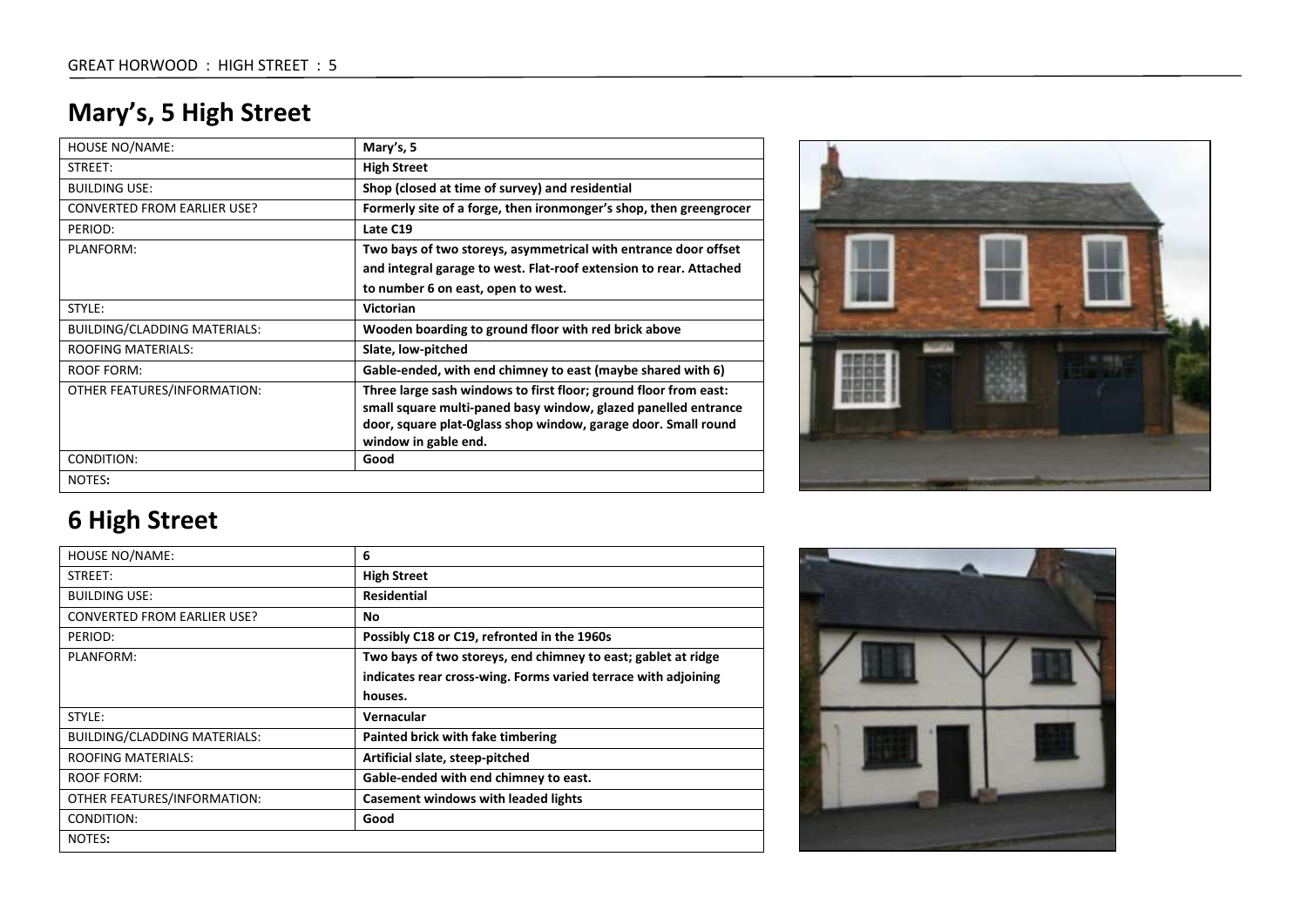# Mary's, 5 High Street

| HOUSE NO/NAME: | Mary's, 5 |
|---|---|
| STREET: | **High Street** |
| BUILDING USE: | **Shop (closed at time of survey) and residential** |
| CONVERTED FROM EARLIER USE? | **Formerly site of a forge, then ironmonger's shop, then greengrocer** |
| PERIOD: | **Late C19** |
| PLANFORM: | **Two bays of two storeys, asymmetrical with entrance door offset and integral garage to west. Flat-roof extension to rear. Attached to number 6 on east, open to west.** |
| STYLE: | **Victorian** |
| BUILDING/CLADDING MATERIALS: | **Wooden boarding to ground floor with red brick above** |
| ROOFING MATERIALS: | **Slate, low-pitched** |
| ROOF FORM: | **Gable-ended, with end chimney to east (maybe shared with 6)** |
| OTHER FEATURES/INFORMATION: | **Three large sash windows to first floor; ground floor from east: small square multi-paned basy window, glazed panelled entrance door, square plat-0glass shop window, garage door. Small round window in gable end.** |
| CONDITION: | **Good** |
| NOTES: | |

# 6 High Street

| HOUSE NO/NAME: | **6** |
|---|---|
| STREET: | **High Street** |
| BUILDING USE: | **Residential** |
| CONVERTED FROM EARLIER USE? | **No** |
| PERIOD: | **Possibly C18 or C19, refronted in the 1960s** |
| PLANFORM: | **Two bays of two storeys, end chimney to east; gablet at ridge indicates rear cross-wing. Forms varied terrace with adjoining houses.** |
| STYLE: | **Vernacular** |
| BUILDING/CLADDING MATERIALS: | **Painted brick with fake timbering** |
| ROOFING MATERIALS: | **Artificial slate, steep-pitched** |
| ROOF FORM: | **Gable-ended with end chimney to east.** |
| OTHER FEATURES/INFORMATION: | **Casement windows with leaded lights** |
| CONDITION: | **Good** |
| NOTES: | |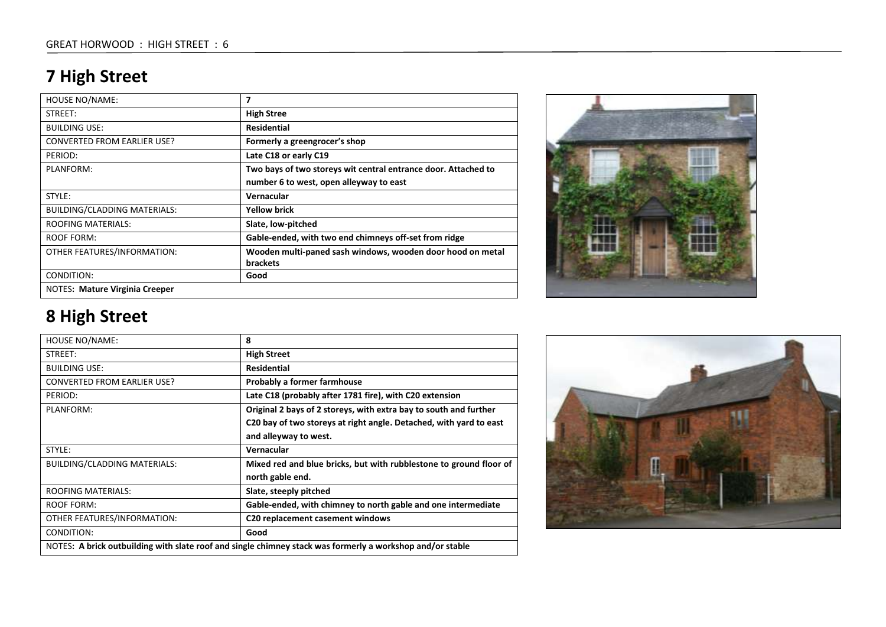## 7 High Street

| HOUSE NO/NAME: | **7** |
|---|---|
| STREET: | **High Stree** |
| BUILDING USE: | **Residential** |
| CONVERTED FROM EARLIER USE? | **Formerly a greengrocer's shop** |
| PERIOD: | **Late C18 or early C19** |
| PLANFORM: | **Two bays of two storeys wit central entrance door. Attached to number 6 to west, open alleyway to east** |
| STYLE: | **Vernacular** |
| BUILDING/CLADDING MATERIALS: | **Yellow brick** |
| ROOFING MATERIALS: | **Slate, low-pitched** |
| ROOF FORM: | **Gable-ended, with two end chimneys off-set from ridge** |
| OTHER FEATURES/INFORMATION: | **Wooden multi-paned sash windows, wooden door hood on metal brackets** |
| CONDITION: | **Good** |
| NOTES**: Mature Virginia Creeper** | |

## 8 High Street

| HOUSE NO/NAME: | **8** |
|---|---|
| STREET: | **High Street** |
| BUILDING USE: | **Residential** |
| CONVERTED FROM EARLIER USE? | **Probably a former farmhouse** |
| PERIOD: | **Late C18 (probably after 1781 fire), with C20 extension** |
| PLANFORM: | **Original 2 bays of 2 storeys, with extra bay to south and further C20 bay of two storeys at right angle. Detached, with yard to east and alleyway to west.** |
| STYLE: | **Vernacular** |
| BUILDING/CLADDING MATERIALS: | **Mixed red and blue bricks, but with rubblestone to ground floor of north gable end.** |
| ROOFING MATERIALS: | **Slate, steeply pitched** |
| ROOF FORM: | **Gable-ended, with chimney to north gable and one intermediate** |
| OTHER FEATURES/INFORMATION: | **C20 replacement casement windows** |
| CONDITION: | **Good** |
| NOTES**: A brick outbuilding with slate roof and single chimney stack was formerly a workshop and/or stable** | |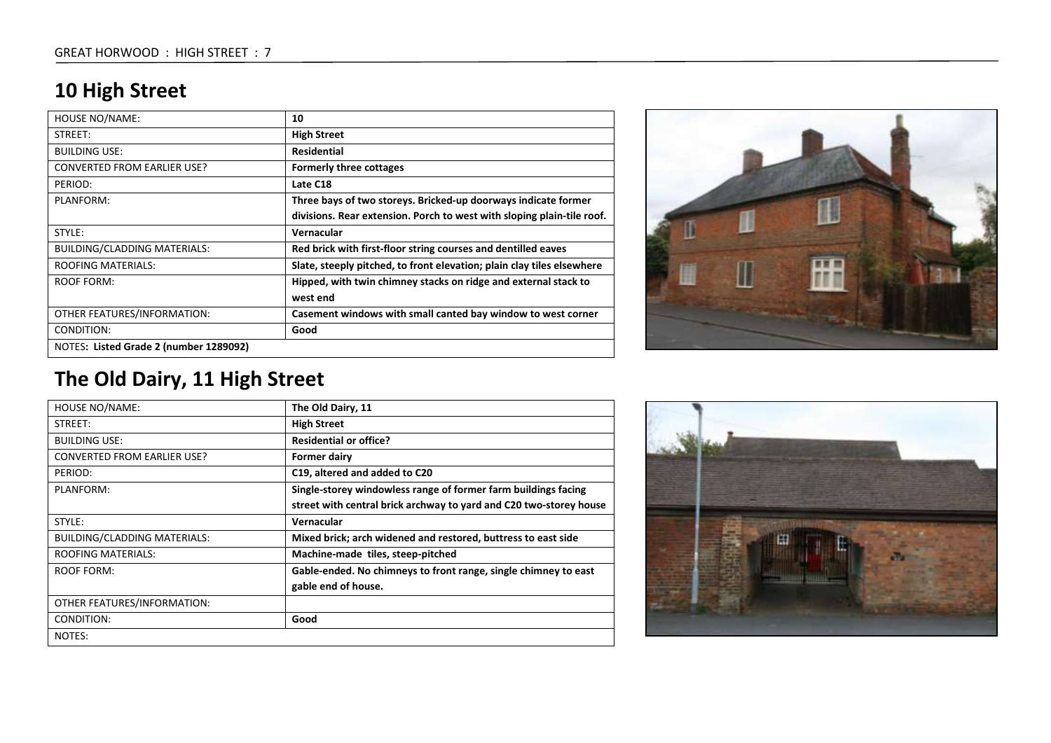## 10 High Street

| HOUSE NO/NAME: | **10** |
|---|---|
| STREET: | **High Street** |
| BUILDING USE: | **Residential** |
| CONVERTED FROM EARLIER USE? | **Formerly three cottages** |
| PERIOD: | **Late C18** |
| PLANFORM: | **Three bays of two storeys. Bricked-up doorways indicate former divisions. Rear extension. Porch to west with sloping plain-tile roof.** |
| STYLE: | **Vernacular** |
| BUILDING/CLADDING MATERIALS: | **Red brick with first-floor string courses and dentilled eaves** |
| ROOFING MATERIALS: | **Slate, steeply pitched, to front elevation; plain clay tiles elsewhere** |
| ROOF FORM: | **Hipped, with twin chimney stacks on ridge and external stack to west end** |
| OTHER FEATURES/INFORMATION: | **Casement windows with small canted bay window to west corner** |
| CONDITION: | **Good** |
| NOTES**: Listed Grade 2 (number 1289092)** | |

## The Old Dairy, 11 High Street

| HOUSE NO/NAME: | **The Old Dairy, 11** |
|---|---|
| STREET: | **High Street** |
| BUILDING USE: | **Residential or office?** |
| CONVERTED FROM EARLIER USE? | **Former dairy** |
| PERIOD: | **C19, altered and added to C20** |
| PLANFORM: | **Single-storey windowless range of former farm buildings facing street with central brick archway to yard and C20 two-storey house** |
| STYLE: | **Vernacular** |
| BUILDING/CLADDING MATERIALS: | **Mixed brick; arch widened and restored, buttress to east side** |
| ROOFING MATERIALS: | **Machine-made tiles, steep-pitched** |
| ROOF FORM: | **Gable-ended. No chimneys to front range, single chimney to east gable end of house.** |
| OTHER FEATURES/INFORMATION: | |
| CONDITION: | **Good** |
| NOTES: | |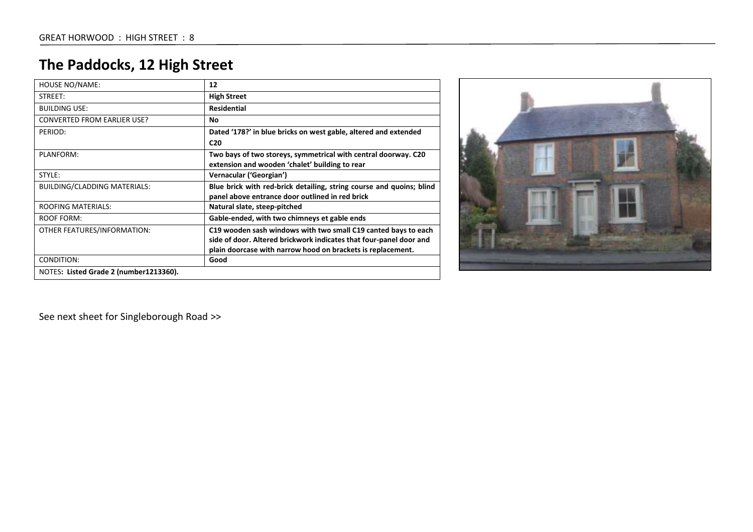# The Paddocks, 12 High Street

| HOUSE NO/NAME: | 12 |
|---|---|
| STREET: | **High Street** |
| BUILDING USE: | **Residential** |
| CONVERTED FROM EARLIER USE? | **No** |
| PERIOD: | **Dated '178?' in blue bricks on west gable, altered and extended C20** |
| PLANFORM: | **Two bays of two storeys, symmetrical with central doorway. C20 extension and wooden 'chalet' building to rear** |
| STYLE: | **Vernacular ('Georgian')** |
| BUILDING/CLADDING MATERIALS: | **Blue brick with red-brick detailing, string course and quoins; blind panel above entrance door outlined in red brick** |
| ROOFING MATERIALS: | **Natural slate, steep-pitched** |
| ROOF FORM: | **Gable-ended, with two chimneys et gable ends** |
| OTHER FEATURES/INFORMATION: | **C19 wooden sash windows with two small C19 canted bays to each side of door. Altered brickwork indicates that four-panel door and plain doorcase with narrow hood on brackets is replacement.** |
| CONDITION: | **Good** |
| NOTES: **Listed Grade 2 (number1213360).** | |

See next sheet for Singleborough Road >>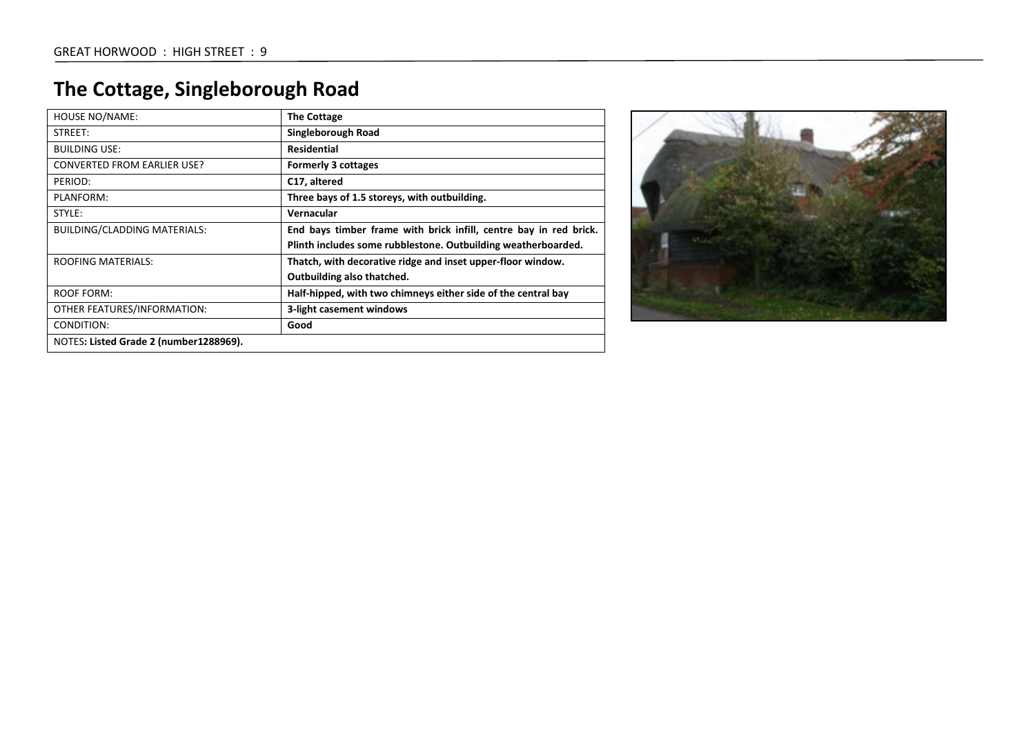# The Cottage, Singleborough Road

| | |
|---|---|
| HOUSE NO/NAME: | **The Cottage** |
| STREET: | **Singleborough Road** |
| BUILDING USE: | **Residential** |
| CONVERTED FROM EARLIER USE? | **Formerly 3 cottages** |
| PERIOD: | **C17, altered** |
| PLANFORM: | **Three bays of 1.5 storeys, with outbuilding.** |
| STYLE: | **Vernacular** |
| BUILDING/CLADDING MATERIALS: | **End bays timber frame with brick infill, centre bay in red brick. Plinth includes some rubblestone. Outbuilding weatherboarded.** |
| ROOFING MATERIALS: | **Thatch, with decorative ridge and inset upper-floor window. Outbuilding also thatched.** |
| ROOF FORM: | **Half-hipped, with two chimneys either side of the central bay** |
| OTHER FEATURES/INFORMATION: | **3-light casement windows** |
| CONDITION: | **Good** |
| NOTES**: Listed Grade 2 (number1288969).** | |